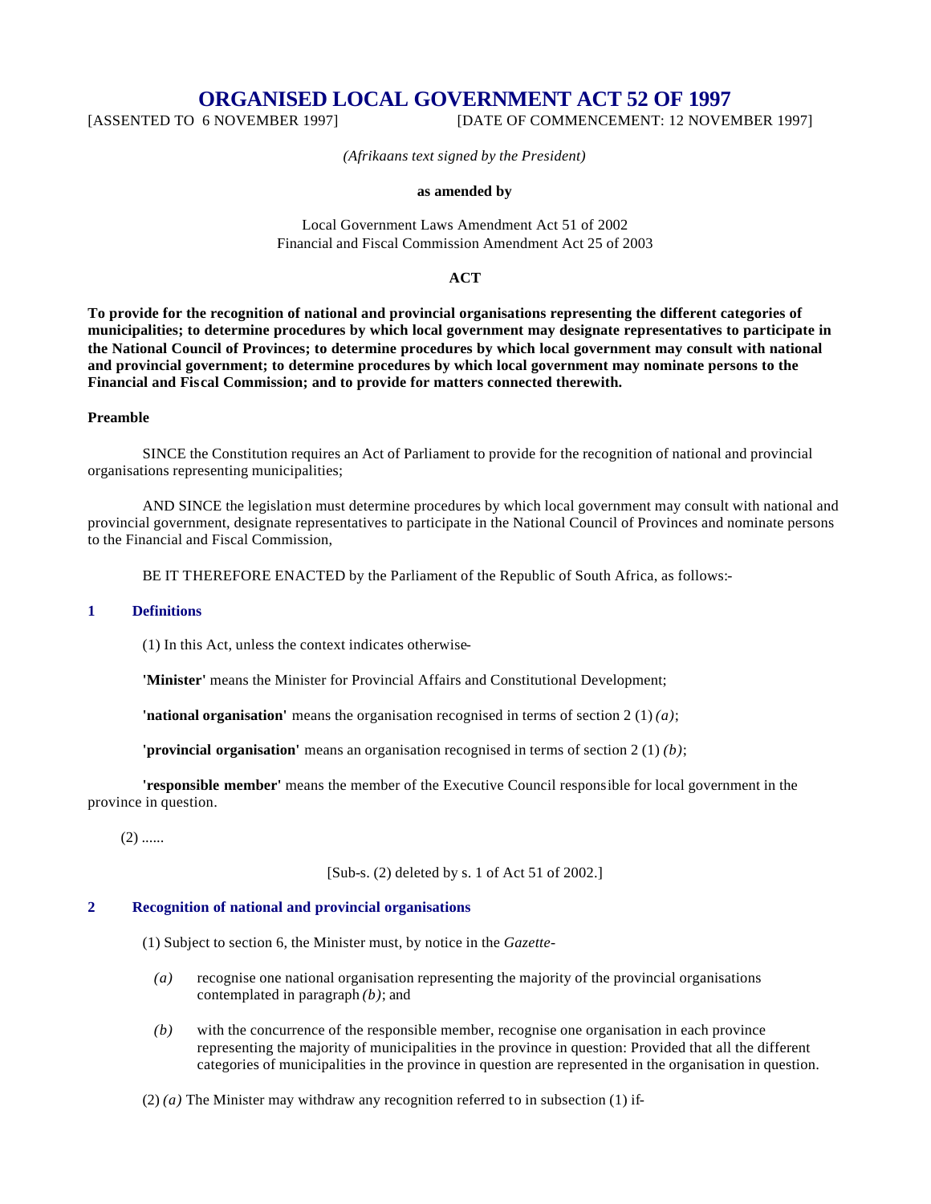# ORGANISED LOCAL GOVERNMENT ACT 52 OF 1997

[ASSENTED TO 6 NOVEMBER 1997] [DATE OF COMMENCEMENT: 12 NOVEMBER 1997]

*(Afrikaans text signed by the President)*

**as amended by**

Local Government Laws Amendment Act 51 of 2002
Financial and Fiscal Commission Amendment Act 25 of 2003

**ACT**

**To provide for the recognition of national and provincial organisations representing the different categories of municipalities; to determine procedures by which local government may designate representatives to participate in the National Council of Provinces; to determine procedures by which local government may consult with national and provincial government; to determine procedures by which local government may nominate persons to the Financial and Fiscal Commission; and to provide for matters connected therewith.**

**Preamble**

SINCE the Constitution requires an Act of Parliament to provide for the recognition of national and provincial organisations representing municipalities;

AND SINCE the legislation must determine procedures by which local government may consult with national and provincial government, designate representatives to participate in the National Council of Provinces and nominate persons to the Financial and Fiscal Commission,

BE IT THEREFORE ENACTED by the Parliament of the Republic of South Africa, as follows:-

## 1 Definitions

(1) In this Act, unless the context indicates otherwise-

**'Minister'** means the Minister for Provincial Affairs and Constitutional Development;

**'national organisation'** means the organisation recognised in terms of section 2 (1) *(a)*;

**'provincial organisation'** means an organisation recognised in terms of section 2 (1) *(b)*;

**'responsible member'** means the member of the Executive Council responsible for local government in the province in question.

(2) ......

[Sub-s. (2) deleted by s. 1 of Act 51 of 2002.]

## 2 Recognition of national and provincial organisations

(1) Subject to section 6, the Minister must, by notice in the *Gazette*-

*(a)* recognise one national organisation representing the majority of the provincial organisations contemplated in paragraph *(b)*; and

*(b)* with the concurrence of the responsible member, recognise one organisation in each province representing the majority of municipalities in the province in question: Provided that all the different categories of municipalities in the province in question are represented in the organisation in question.

(2) *(a)* The Minister may withdraw any recognition referred to in subsection (1) if-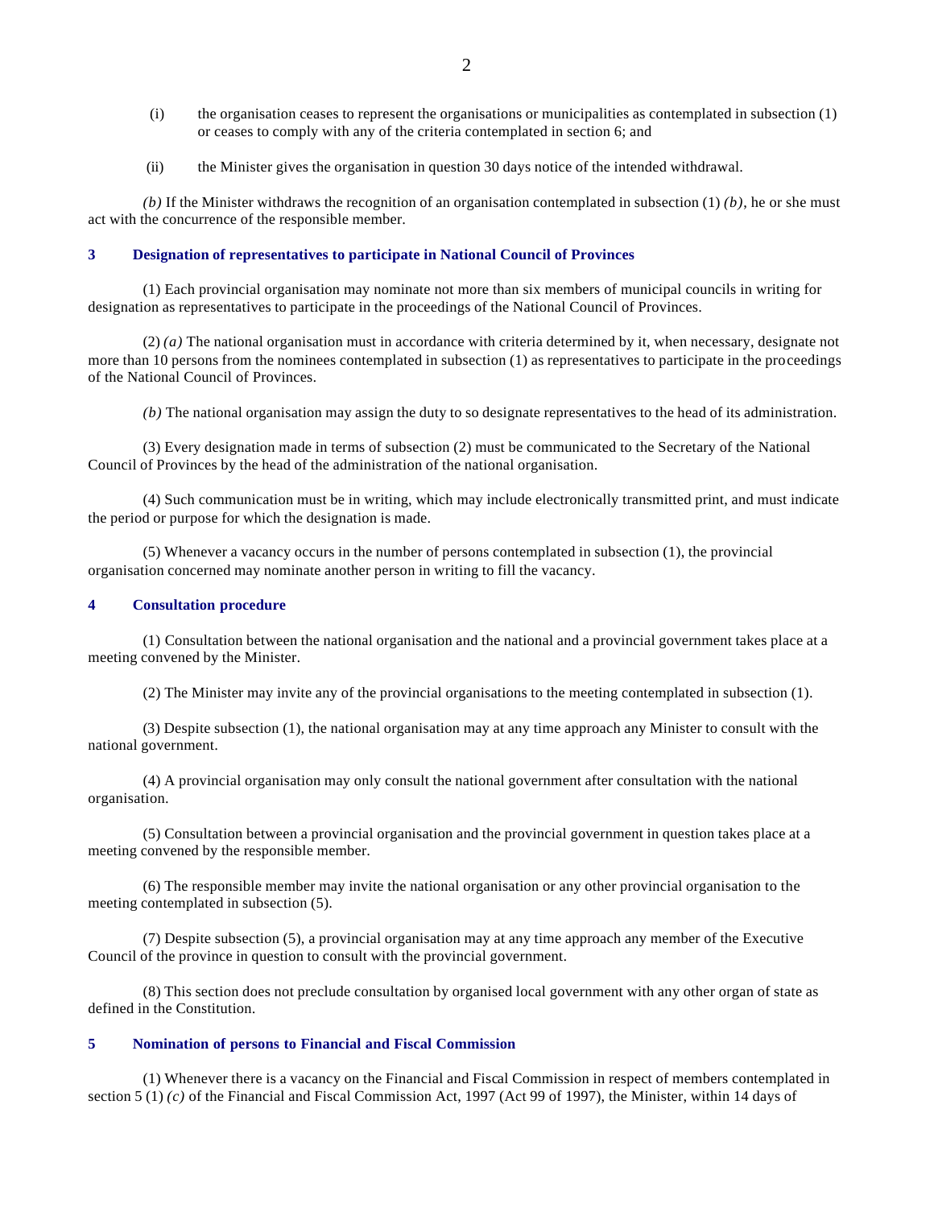(i) the organisation ceases to represent the organisations or municipalities as contemplated in subsection (1) or ceases to comply with any of the criteria contemplated in section 6; and

(ii) the Minister gives the organisation in question 30 days notice of the intended withdrawal.

*(b)* If the Minister withdraws the recognition of an organisation contemplated in subsection (1) *(b)*, he or she must act with the concurrence of the responsible member.

### 3 Designation of representatives to participate in National Council of Provinces

(1) Each provincial organisation may nominate not more than six members of municipal councils in writing for designation as representatives to participate in the proceedings of the National Council of Provinces.

(2) *(a)* The national organisation must in accordance with criteria determined by it, when necessary, designate not more than 10 persons from the nominees contemplated in subsection (1) as representatives to participate in the proceedings of the National Council of Provinces.

*(b)* The national organisation may assign the duty to so designate representatives to the head of its administration.

(3) Every designation made in terms of subsection (2) must be communicated to the Secretary of the National Council of Provinces by the head of the administration of the national organisation.

(4) Such communication must be in writing, which may include electronically transmitted print, and must indicate the period or purpose for which the designation is made.

(5) Whenever a vacancy occurs in the number of persons contemplated in subsection (1), the provincial organisation concerned may nominate another person in writing to fill the vacancy.

### 4 Consultation procedure

(1) Consultation between the national organisation and the national and a provincial government takes place at a meeting convened by the Minister.

(2) The Minister may invite any of the provincial organisations to the meeting contemplated in subsection (1).

(3) Despite subsection (1), the national organisation may at any time approach any Minister to consult with the national government.

(4) A provincial organisation may only consult the national government after consultation with the national organisation.

(5) Consultation between a provincial organisation and the provincial government in question takes place at a meeting convened by the responsible member.

(6) The responsible member may invite the national organisation or any other provincial organisation to the meeting contemplated in subsection (5).

(7) Despite subsection (5), a provincial organisation may at any time approach any member of the Executive Council of the province in question to consult with the provincial government.

(8) This section does not preclude consultation by organised local government with any other organ of state as defined in the Constitution.

### 5 Nomination of persons to Financial and Fiscal Commission

(1) Whenever there is a vacancy on the Financial and Fiscal Commission in respect of members contemplated in section 5 (1) *(c)* of the Financial and Fiscal Commission Act, 1997 (Act 99 of 1997), the Minister, within 14 days of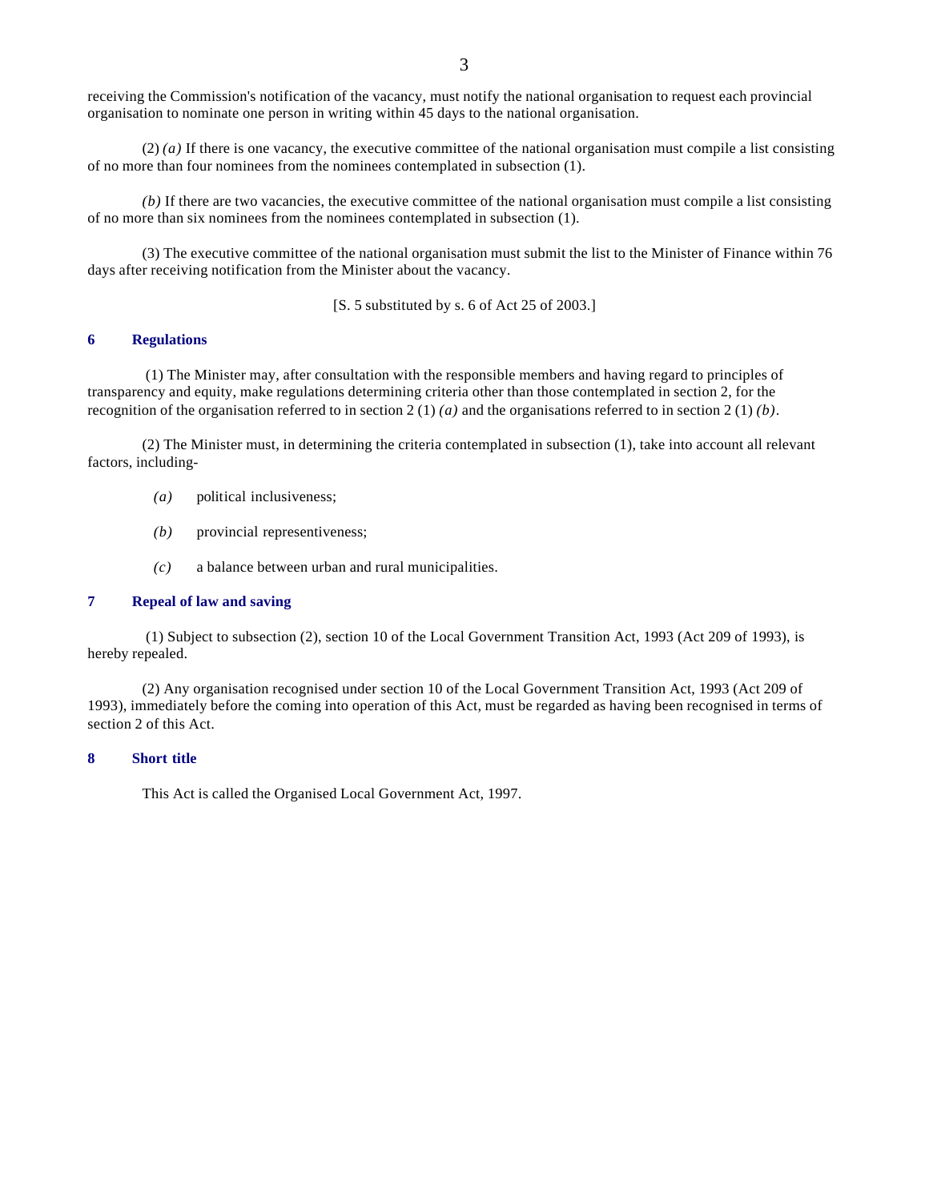receiving the Commission's notification of the vacancy, must notify the national organisation to request each provincial organisation to nominate one person in writing within 45 days to the national organisation.

(2) *(a)* If there is one vacancy, the executive committee of the national organisation must compile a list consisting of no more than four nominees from the nominees contemplated in subsection (1).

*(b)* If there are two vacancies, the executive committee of the national organisation must compile a list consisting of no more than six nominees from the nominees contemplated in subsection (1).

(3) The executive committee of the national organisation must submit the list to the Minister of Finance within 76 days after receiving notification from the Minister about the vacancy.

[S. 5 substituted by s. 6 of Act 25 of 2003.]

### 6 Regulations

(1) The Minister may, after consultation with the responsible members and having regard to principles of transparency and equity, make regulations determining criteria other than those contemplated in section 2, for the recognition of the organisation referred to in section 2 (1) *(a)* and the organisations referred to in section 2 (1) *(b)*.

(2) The Minister must, in determining the criteria contemplated in subsection (1), take into account all relevant factors, including-

*(a)* political inclusiveness;

*(b)* provincial representiveness;

*(c)* a balance between urban and rural municipalities.

### 7 Repeal of law and saving

(1) Subject to subsection (2), section 10 of the Local Government Transition Act, 1993 (Act 209 of 1993), is hereby repealed.

(2) Any organisation recognised under section 10 of the Local Government Transition Act, 1993 (Act 209 of 1993), immediately before the coming into operation of this Act, must be regarded as having been recognised in terms of section 2 of this Act.

### 8 Short title

This Act is called the Organised Local Government Act, 1997.